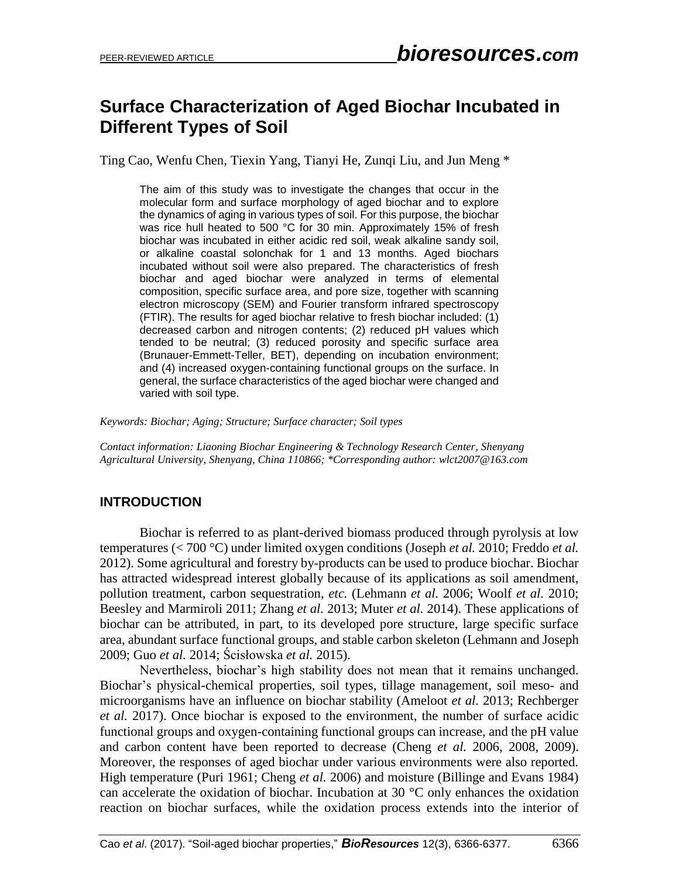# Surface Characterization of Aged Biochar Incubated in Different Types of Soil

Ting Cao, Wenfu Chen, Tiexin Yang, Tianyi He, Zunqi Liu, and Jun Meng *

The aim of this study was to investigate the changes that occur in the molecular form and surface morphology of aged biochar and to explore the dynamics of aging in various types of soil. For this purpose, the biochar was rice hull heated to 500 °C for 30 min. Approximately 15% of fresh biochar was incubated in either acidic red soil, weak alkaline sandy soil, or alkaline coastal solonchak for 1 and 13 months. Aged biochars incubated without soil were also prepared. The characteristics of fresh biochar and aged biochar were analyzed in terms of elemental composition, specific surface area, and pore size, together with scanning electron microscopy (SEM) and Fourier transform infrared spectroscopy (FTIR). The results for aged biochar relative to fresh biochar included: (1) decreased carbon and nitrogen contents; (2) reduced pH values which tended to be neutral; (3) reduced porosity and specific surface area (Brunauer-Emmett-Teller, BET), depending on incubation environment; and (4) increased oxygen-containing functional groups on the surface. In general, the surface characteristics of the aged biochar were changed and varied with soil type.

*Keywords: Biochar; Aging; Structure; Surface character; Soil types*

*Contact information: Liaoning Biochar Engineering & Technology Research Center, Shenyang Agricultural University, Shenyang, China 110866; *Corresponding author: wlct2007@163.com*

## INTRODUCTION

Biochar is referred to as plant-derived biomass produced through pyrolysis at low temperatures (< 700 °C) under limited oxygen conditions (Joseph *et al.* 2010; Freddo *et al.* 2012). Some agricultural and forestry by-products can be used to produce biochar. Biochar has attracted widespread interest globally because of its applications as soil amendment, pollution treatment, carbon sequestration, *etc.* (Lehmann *et al.* 2006; Woolf *et al.* 2010; Beesley and Marmiroli 2011; Zhang *et al.* 2013; Muter *et al.* 2014). These applications of biochar can be attributed, in part, to its developed pore structure, large specific surface area, abundant surface functional groups, and stable carbon skeleton (Lehmann and Joseph 2009; Guo *et al.* 2014; Ścisłowska *et al.* 2015).

Nevertheless, biochar's high stability does not mean that it remains unchanged. Biochar's physical-chemical properties, soil types, tillage management, soil meso- and microorganisms have an influence on biochar stability (Ameloot *et al.* 2013; Rechberger *et al.* 2017). Once biochar is exposed to the environment, the number of surface acidic functional groups and oxygen-containing functional groups can increase, and the pH value and carbon content have been reported to decrease (Cheng *et al.* 2006, 2008, 2009). Moreover, the responses of aged biochar under various environments were also reported. High temperature (Puri 1961; Cheng *et al.* 2006) and moisture (Billinge and Evans 1984) can accelerate the oxidation of biochar. Incubation at 30 °C only enhances the oxidation reaction on biochar surfaces, while the oxidation process extends into the interior of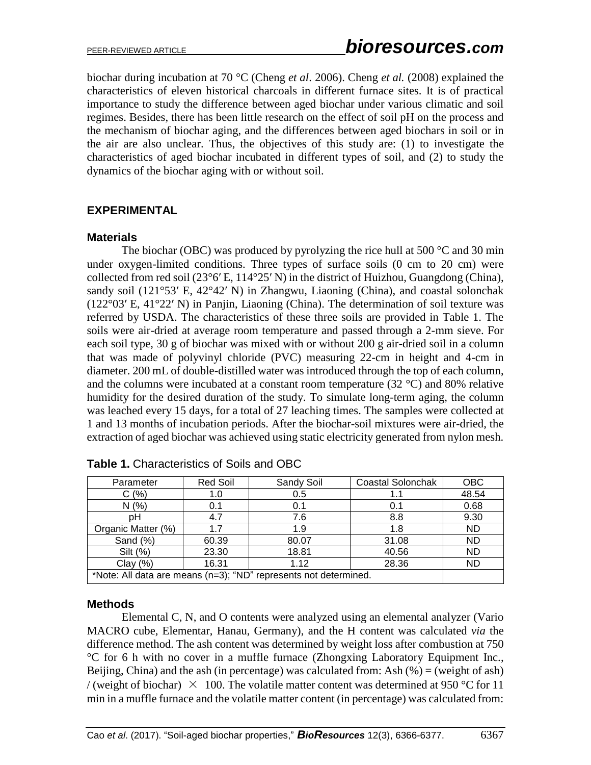biochar during incubation at 70 °C (Cheng *et al*. 2006). Cheng *et al.* (2008) explained the characteristics of eleven historical charcoals in different furnace sites. It is of practical importance to study the difference between aged biochar under various climatic and soil regimes. Besides, there has been little research on the effect of soil pH on the process and the mechanism of biochar aging, and the differences between aged biochars in soil or in the air are also unclear. Thus, the objectives of this study are: (1) to investigate the characteristics of aged biochar incubated in different types of soil, and (2) to study the dynamics of the biochar aging with or without soil.

## EXPERIMENTAL

### Materials

The biochar (OBC) was produced by pyrolyzing the rice hull at 500 °C and 30 min under oxygen-limited conditions. Three types of surface soils (0 cm to 20 cm) were collected from red soil (23°6′ E, 114°25′ N) in the district of Huizhou, Guangdong (China), sandy soil (121°53′ E, 42°42′ N) in Zhangwu, Liaoning (China), and coastal solonchak (122°03′ E, 41°22′ N) in Panjin, Liaoning (China). The determination of soil texture was referred by USDA. The characteristics of these three soils are provided in Table 1. The soils were air-dried at average room temperature and passed through a 2-mm sieve. For each soil type, 30 g of biochar was mixed with or without 200 g air-dried soil in a column that was made of polyvinyl chloride (PVC) measuring 22-cm in height and 4-cm in diameter. 200 mL of double-distilled water was introduced through the top of each column, and the columns were incubated at a constant room temperature (32 °C) and 80% relative humidity for the desired duration of the study. To simulate long-term aging, the column was leached every 15 days, for a total of 27 leaching times. The samples were collected at 1 and 13 months of incubation periods. After the biochar-soil mixtures were air-dried, the extraction of aged biochar was achieved using static electricity generated from nylon mesh.

**Table 1.** Characteristics of Soils and OBC

| Parameter | Red Soil | Sandy Soil | Coastal Solonchak | OBC |
|---|---|---|---|---|
| C (%) | 1.0 | 0.5 | 1.1 | 48.54 |
| N (%) | 0.1 | 0.1 | 0.1 | 0.68 |
| pH | 4.7 | 7.6 | 8.8 | 9.30 |
| Organic Matter (%) | 1.7 | 1.9 | 1.8 | ND |
| Sand (%) | 60.39 | 80.07 | 31.08 | ND |
| Silt (%) | 23.30 | 18.81 | 40.56 | ND |
| Clay (%) | 16.31 | 1.12 | 28.36 | ND |
| *Note: All data are means (n=3); "ND" represents not determined. | | | | |

### Methods

Elemental C, N, and O contents were analyzed using an elemental analyzer (Vario MACRO cube, Elementar, Hanau, Germany), and the H content was calculated *via* the difference method. The ash content was determined by weight loss after combustion at 750 °C for 6 h with no cover in a muffle furnace (Zhongxing Laboratory Equipment Inc., Beijing, China) and the ash (in percentage) was calculated from: Ash (%) = (weight of ash) / (weight of biochar) $\times$ 100. The volatile matter content was determined at 950 °C for 11 min in a muffle furnace and the volatile matter content (in percentage) was calculated from: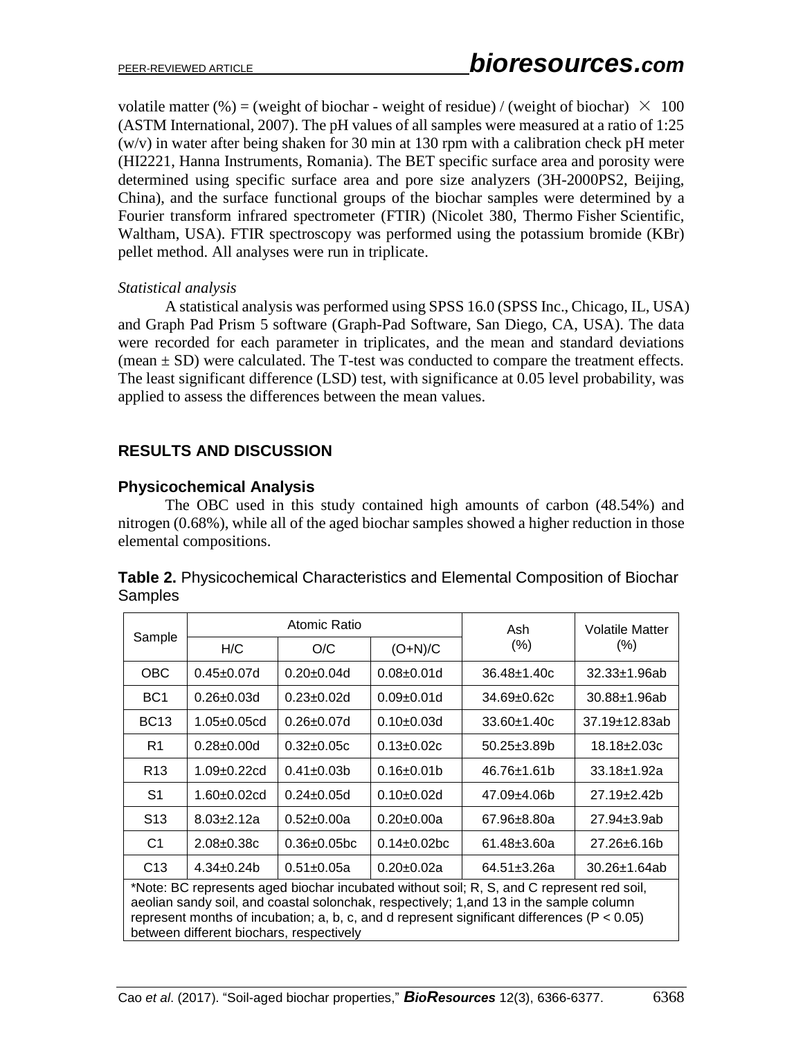volatile matter (%) = (weight of biochar - weight of residue) / (weight of biochar) $\times$ 100 (ASTM International, 2007). The pH values of all samples were measured at a ratio of 1:25 (w/v) in water after being shaken for 30 min at 130 rpm with a calibration check pH meter (HI2221, Hanna Instruments, Romania). The BET specific surface area and porosity were determined using specific surface area and pore size analyzers (3H-2000PS2, Beijing, China), and the surface functional groups of the biochar samples were determined by a Fourier transform infrared spectrometer (FTIR) (Nicolet 380, Thermo Fisher Scientific, Waltham, USA). FTIR spectroscopy was performed using the potassium bromide (KBr) pellet method. All analyses were run in triplicate.

*Statistical analysis*

A statistical analysis was performed using SPSS 16.0 (SPSS Inc., Chicago, IL, USA) and Graph Pad Prism 5 software (Graph-Pad Software, San Diego, CA, USA). The data were recorded for each parameter in triplicates, and the mean and standard deviations (mean ± SD) were calculated. The T-test was conducted to compare the treatment effects. The least significant difference (LSD) test, with significance at 0.05 level probability, was applied to assess the differences between the mean values.

## RESULTS AND DISCUSSION

### Physicochemical Analysis

The OBC used in this study contained high amounts of carbon (48.54%) and nitrogen (0.68%), while all of the aged biochar samples showed a higher reduction in those elemental compositions.

**Table 2.** Physicochemical Characteristics and Elemental Composition of Biochar Samples

| Sample | Atomic Ratio | | | Ash (%) | Volatile Matter (%) |
|---|---|---|---|---|---|
| | H/C | O/C | (O+N)/C | | |
| OBC | 0.45±0.07d | 0.20±0.04d | 0.08±0.01d | 36.48±1.40c | 32.33±1.96ab |
| BC1 | 0.26±0.03d | 0.23±0.02d | 0.09±0.01d | 34.69±0.62c | 30.88±1.96ab |
| BC13 | 1.05±0.05cd | 0.26±0.07d | 0.10±0.03d | 33.60±1.40c | 37.19±12.83ab |
| R1 | 0.28±0.00d | 0.32±0.05c | 0.13±0.02c | 50.25±3.89b | 18.18±2.03c |
| R13 | 1.09±0.22cd | 0.41±0.03b | 0.16±0.01b | 46.76±1.61b | 33.18±1.92a |
| S1 | 1.60±0.02cd | 0.24±0.05d | 0.10±0.02d | 47.09±4.06b | 27.19±2.42b |
| S13 | 8.03±2.12a | 0.52±0.00a | 0.20±0.00a | 67.96±8.80a | 27.94±3.9ab |
| C1 | 2.08±0.38c | 0.36±0.05bc | 0.14±0.02bc | 61.48±3.60a | 27.26±6.16b |
| C13 | 4.34±0.24b | 0.51±0.05a | 0.20±0.02a | 64.51±3.26a | 30.26±1.64ab |

*Note: BC represents aged biochar incubated without soil; R, S, and C represent red soil, aeolian sandy soil, and coastal solonchak, respectively; 1,and 13 in the sample column represent months of incubation; a, b, c, and d represent significant differences ($P < 0.05$) between different biochars, respectively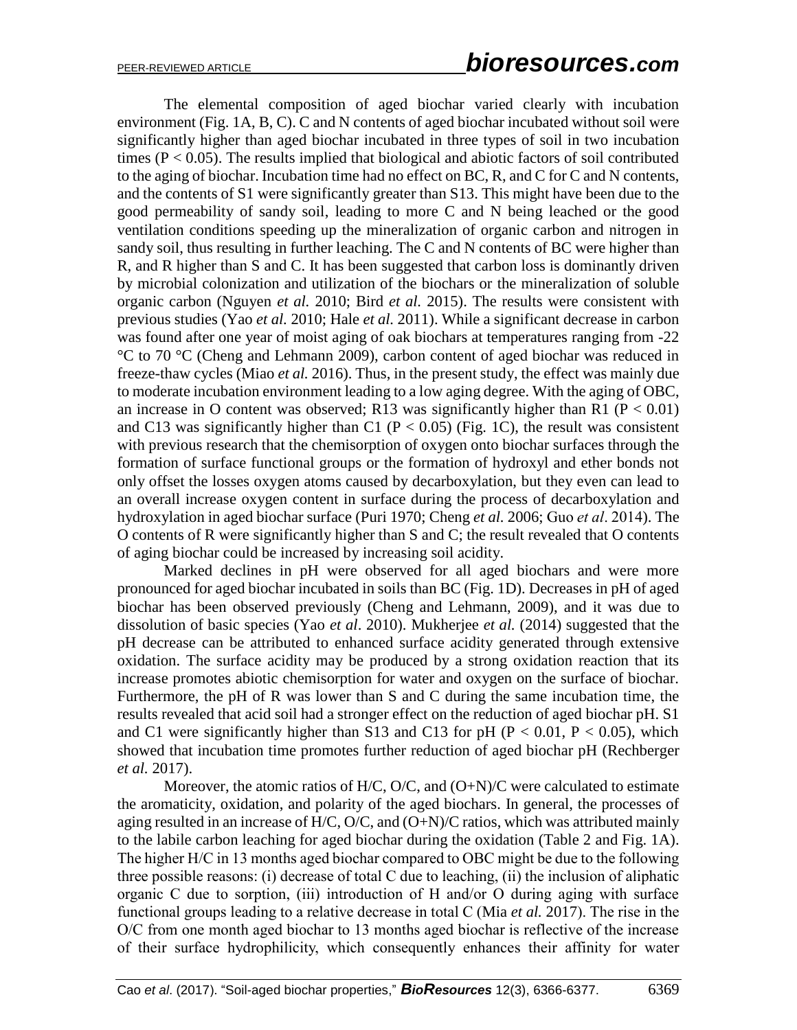The elemental composition of aged biochar varied clearly with incubation environment (Fig. 1A, B, C). C and N contents of aged biochar incubated without soil were significantly higher than aged biochar incubated in three types of soil in two incubation times ($P < 0.05$). The results implied that biological and abiotic factors of soil contributed to the aging of biochar. Incubation time had no effect on BC, R, and C for C and N contents, and the contents of S1 were significantly greater than S13. This might have been due to the good permeability of sandy soil, leading to more C and N being leached or the good ventilation conditions speeding up the mineralization of organic carbon and nitrogen in sandy soil, thus resulting in further leaching. The C and N contents of BC were higher than R, and R higher than S and C. It has been suggested that carbon loss is dominantly driven by microbial colonization and utilization of the biochars or the mineralization of soluble organic carbon (Nguyen *et al.* 2010; Bird *et al.* 2015). The results were consistent with previous studies (Yao *et al*. 2010; Hale *et al.* 2011). While a significant decrease in carbon was found after one year of moist aging of oak biochars at temperatures ranging from -22 °C to 70 °C (Cheng and Lehmann 2009), carbon content of aged biochar was reduced in freeze-thaw cycles (Miao *et al.* 2016). Thus, in the present study, the effect was mainly due to moderate incubation environment leading to a low aging degree. With the aging of OBC, an increase in O content was observed; R13 was significantly higher than R1 ($P < 0.01$) and C13 was significantly higher than C1 ($P < 0.05$) (Fig. 1C), the result was consistent with previous research that the chemisorption of oxygen onto biochar surfaces through the formation of surface functional groups or the formation of hydroxyl and ether bonds not only offset the losses oxygen atoms caused by decarboxylation, but they even can lead to an overall increase oxygen content in surface during the process of decarboxylation and hydroxylation in aged biochar surface (Puri 1970; Cheng *et al.* 2006; Guo *et al*. 2014). The O contents of R were significantly higher than S and C; the result revealed that O contents of aging biochar could be increased by increasing soil acidity.

Marked declines in pH were observed for all aged biochars and were more pronounced for aged biochar incubated in soils than BC (Fig. 1D). Decreases in pH of aged biochar has been observed previously (Cheng and Lehmann, 2009), and it was due to dissolution of basic species (Yao *et al*. 2010). Mukherjee *et al.* (2014) suggested that the pH decrease can be attributed to enhanced surface acidity generated through extensive oxidation. The surface acidity may be produced by a strong oxidation reaction that its increase promotes abiotic chemisorption for water and oxygen on the surface of biochar. Furthermore, the pH of R was lower than S and C during the same incubation time, the results revealed that acid soil had a stronger effect on the reduction of aged biochar pH. S1 and C1 were significantly higher than S13 and C13 for pH ($P < 0.01$, $P < 0.05$), which showed that incubation time promotes further reduction of aged biochar pH (Rechberger *et al.* 2017).

Moreover, the atomic ratios of H/C, O/C, and (O+N)/C were calculated to estimate the aromaticity, oxidation, and polarity of the aged biochars. In general, the processes of aging resulted in an increase of H/C, O/C, and (O+N)/C ratios, which was attributed mainly to the labile carbon leaching for aged biochar during the oxidation (Table 2 and Fig. 1A). The higher H/C in 13 months aged biochar compared to OBC might be due to the following three possible reasons: (i) decrease of total C due to leaching, (ii) the inclusion of aliphatic organic C due to sorption, (iii) introduction of H and/or O during aging with surface functional groups leading to a relative decrease in total C (Mia *et al.* 2017). The rise in the O/C from one month aged biochar to 13 months aged biochar is reflective of the increase of their surface hydrophilicity, which consequently enhances their affinity for water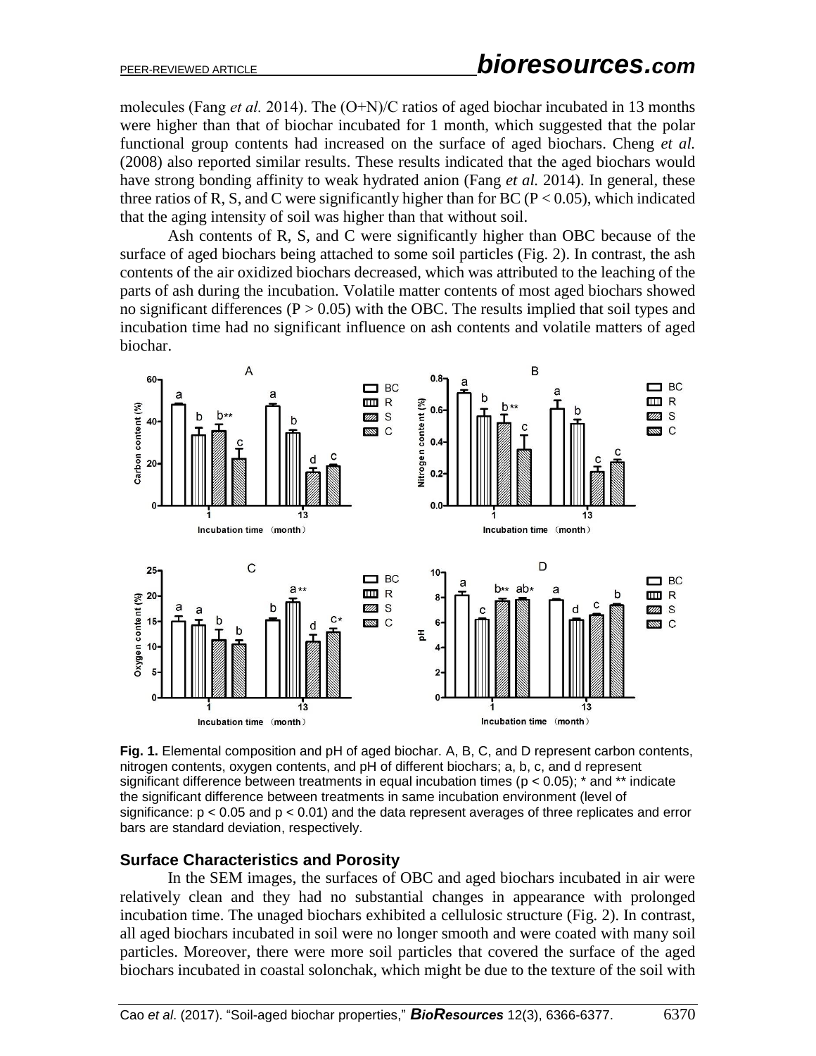molecules (Fang *et al.* 2014). The (O+N)/C ratios of aged biochar incubated in 13 months were higher than that of biochar incubated for 1 month, which suggested that the polar functional group contents had increased on the surface of aged biochars. Cheng *et al.* (2008) also reported similar results. These results indicated that the aged biochars would have strong bonding affinity to weak hydrated anion (Fang *et al.* 2014). In general, these three ratios of R, S, and C were significantly higher than for BC ($P < 0.05$), which indicated that the aging intensity of soil was higher than that without soil.

Ash contents of R, S, and C were significantly higher than OBC because of the surface of aged biochars being attached to some soil particles (Fig. 2). In contrast, the ash contents of the air oxidized biochars decreased, which was attributed to the leaching of the parts of ash during the incubation. Volatile matter contents of most aged biochars showed no significant differences ($P > 0.05$) with the OBC. The results implied that soil types and incubation time had no significant influence on ash contents and volatile matters of aged biochar.

**Fig. 1.** Elemental composition and pH of aged biochar. A, B, C, and D represent carbon contents, nitrogen contents, oxygen contents, and pH of different biochars; a, b, c, and d represent significant difference between treatments in equal incubation times ($p < 0.05$); * and ** indicate the significant difference between treatments in same incubation environment (level of significance: $p < 0.05$ and $p < 0.01$) and the data represent averages of three replicates and error bars are standard deviation, respectively.

## Surface Characteristics and Porosity

In the SEM images, the surfaces of OBC and aged biochars incubated in air were relatively clean and they had no substantial changes in appearance with prolonged incubation time. The unaged biochars exhibited a cellulosic structure (Fig. 2). In contrast, all aged biochars incubated in soil were no longer smooth and were coated with many soil particles. Moreover, there were more soil particles that covered the surface of the aged biochars incubated in coastal solonchak, which might be due to the texture of the soil with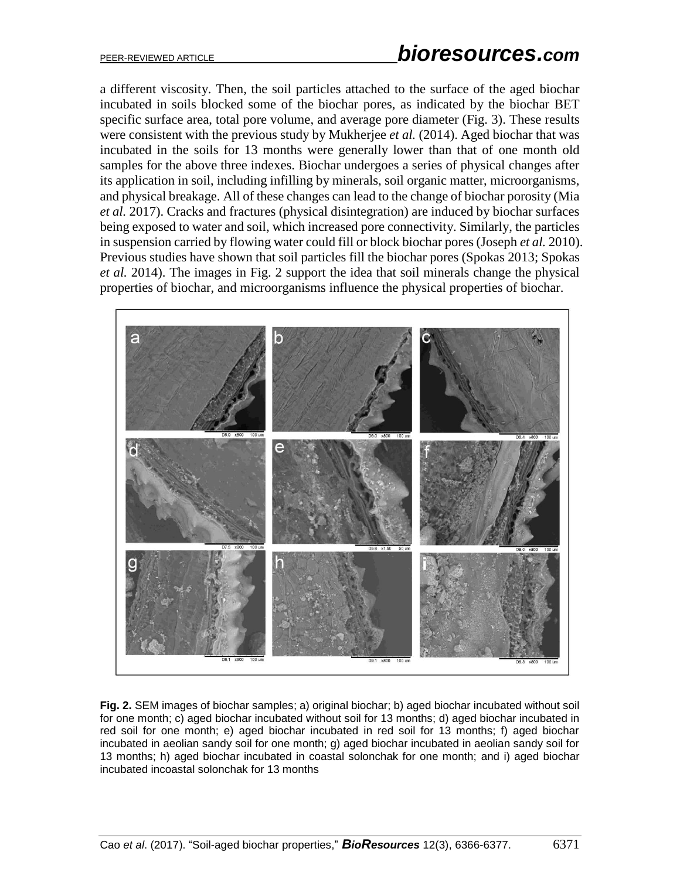a different viscosity. Then, the soil particles attached to the surface of the aged biochar incubated in soils blocked some of the biochar pores, as indicated by the biochar BET specific surface area, total pore volume, and average pore diameter (Fig. 3). These results were consistent with the previous study by Mukherjee *et al.* (2014). Aged biochar that was incubated in the soils for 13 months were generally lower than that of one month old samples for the above three indexes. Biochar undergoes a series of physical changes after its application in soil, including infilling by minerals, soil organic matter, microorganisms, and physical breakage. All of these changes can lead to the change of biochar porosity (Mia *et al.* 2017). Cracks and fractures (physical disintegration) are induced by biochar surfaces being exposed to water and soil, which increased pore connectivity. Similarly, the particles in suspension carried by flowing water could fill or block biochar pores (Joseph *et al.* 2010). Previous studies have shown that soil particles fill the biochar pores (Spokas 2013; Spokas *et al.* 2014). The images in Fig. 2 support the idea that soil minerals change the physical properties of biochar, and microorganisms influence the physical properties of biochar.

**Fig. 2.** SEM images of biochar samples; a) original biochar; b) aged biochar incubated without soil for one month; c) aged biochar incubated without soil for 13 months; d) aged biochar incubated in red soil for one month; e) aged biochar incubated in red soil for 13 months; f) aged biochar incubated in aeolian sandy soil for one month; g) aged biochar incubated in aeolian sandy soil for 13 months; h) aged biochar incubated in coastal solonchak for one month; and i) aged biochar incubated incoastal solonchak for 13 months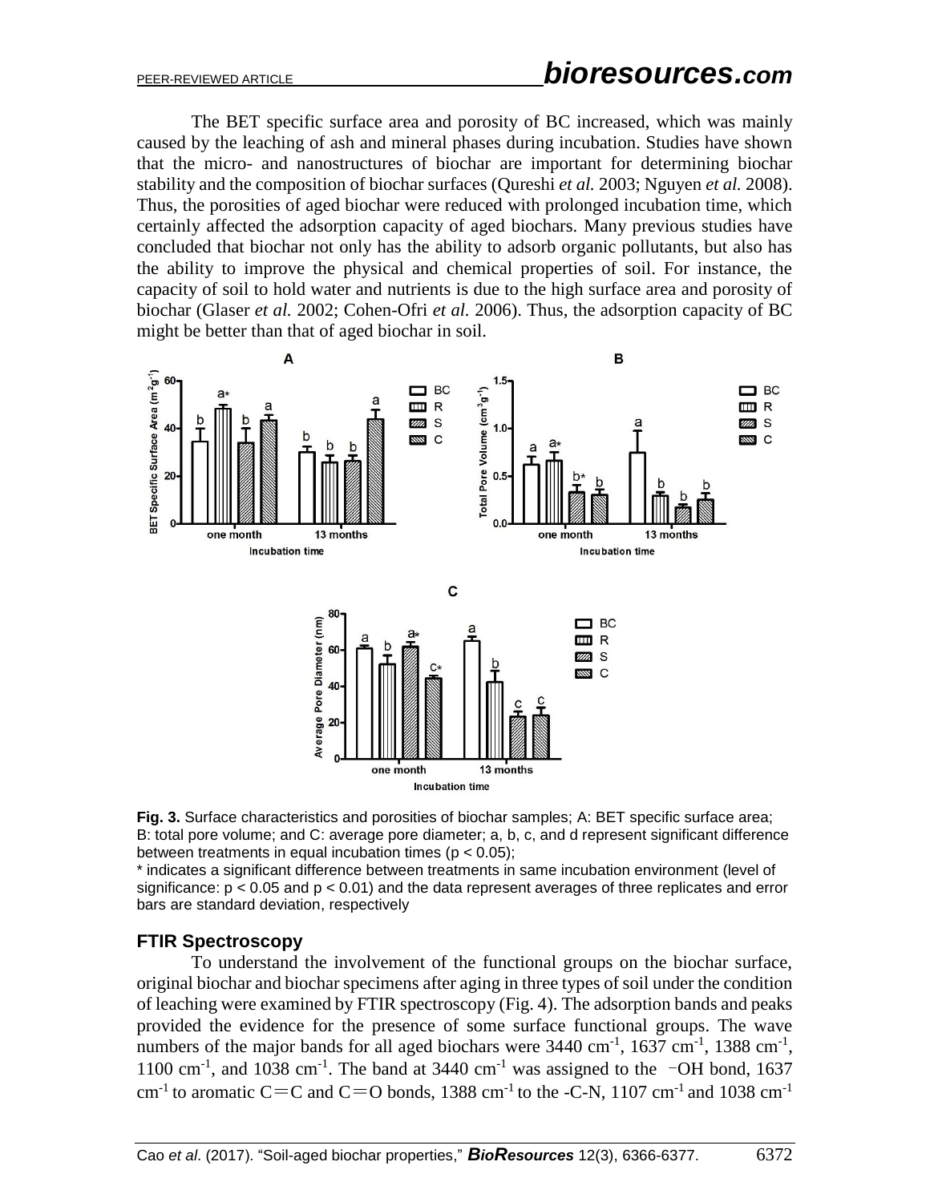The BET specific surface area and porosity of BC increased, which was mainly caused by the leaching of ash and mineral phases during incubation. Studies have shown that the micro- and nanostructures of biochar are important for determining biochar stability and the composition of biochar surfaces (Qureshi *et al.* 2003; Nguyen *et al.* 2008). Thus, the porosities of aged biochar were reduced with prolonged incubation time, which certainly affected the adsorption capacity of aged biochars. Many previous studies have concluded that biochar not only has the ability to adsorb organic pollutants, but also has the ability to improve the physical and chemical properties of soil. For instance, the capacity of soil to hold water and nutrients is due to the high surface area and porosity of biochar (Glaser *et al.* 2002; Cohen-Ofri *et al.* 2006). Thus, the adsorption capacity of BC might be better than that of aged biochar in soil.

**Fig. 3.** Surface characteristics and porosities of biochar samples; A: BET specific surface area; B: total pore volume; and C: average pore diameter; a, b, c, and d represent significant difference between treatments in equal incubation times ($p < 0.05$);
\* indicates a significant difference between treatments in same incubation environment (level of significance: $p < 0.05$ and $p < 0.01$) and the data represent averages of three replicates and error bars are standard deviation, respectively

### FTIR Spectroscopy

To understand the involvement of the functional groups on the biochar surface, original biochar and biochar specimens after aging in three types of soil under the condition of leaching were examined by FTIR spectroscopy (Fig. 4). The adsorption bands and peaks provided the evidence for the presence of some surface functional groups. The wave numbers of the major bands for all aged biochars were 3440 $cm^{-1}$, 1637 $cm^{-1}$, 1388 $cm^{-1}$, 1100 $cm^{-1}$, and 1038 $cm^{-1}$. The band at 3440 $cm^{-1}$ was assigned to the −OH bond, 1637 $cm^{-1}$ to aromatic C=C and C=O bonds, 1388 $cm^{-1}$ to the -C-N, 1107 $cm^{-1}$ and 1038 $cm^{-1}$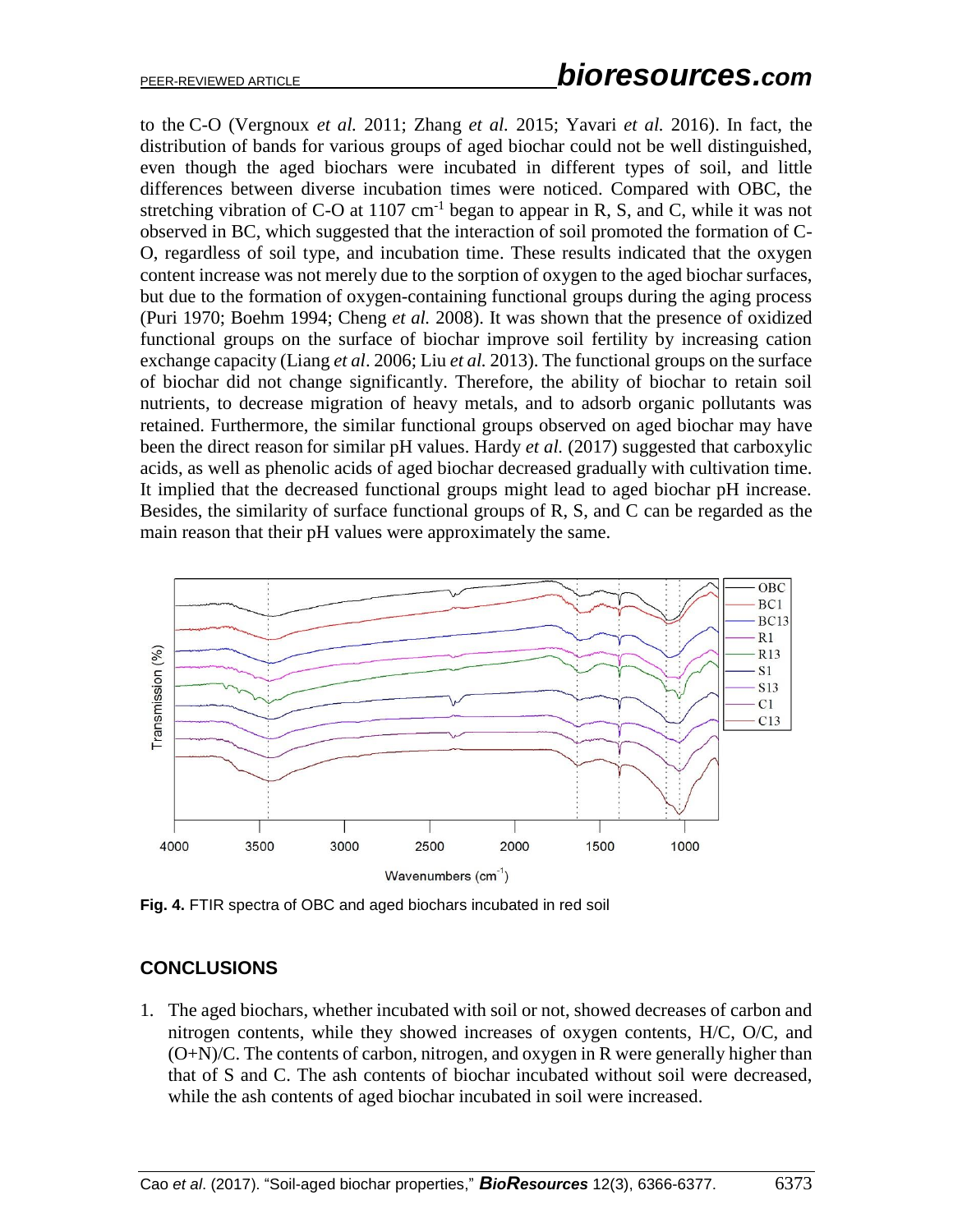to the C-O (Vergnoux *et al.* 2011; Zhang *et al.* 2015; Yavari *et al.* 2016). In fact, the distribution of bands for various groups of aged biochar could not be well distinguished, even though the aged biochars were incubated in different types of soil, and little differences between diverse incubation times were noticed. Compared with OBC, the stretching vibration of C-O at 1107 $cm^{-1}$ began to appear in R, S, and C, while it was not observed in BC, which suggested that the interaction of soil promoted the formation of C-O, regardless of soil type, and incubation time. These results indicated that the oxygen content increase was not merely due to the sorption of oxygen to the aged biochar surfaces, but due to the formation of oxygen-containing functional groups during the aging process (Puri 1970; Boehm 1994; Cheng *et al.* 2008). It was shown that the presence of oxidized functional groups on the surface of biochar improve soil fertility by increasing cation exchange capacity (Liang *et al*. 2006; Liu *et al.* 2013). The functional groups on the surface of biochar did not change significantly. Therefore, the ability of biochar to retain soil nutrients, to decrease migration of heavy metals, and to adsorb organic pollutants was retained. Furthermore, the similar functional groups observed on aged biochar may have been the direct reason for similar pH values. Hardy *et al.* (2017) suggested that carboxylic acids, as well as phenolic acids of aged biochar decreased gradually with cultivation time. It implied that the decreased functional groups might lead to aged biochar pH increase. Besides, the similarity of surface functional groups of R, S, and C can be regarded as the main reason that their pH values were approximately the same.

**Fig. 4.** FTIR spectra of OBC and aged biochars incubated in red soil

## CONCLUSIONS

1. The aged biochars, whether incubated with soil or not, showed decreases of carbon and nitrogen contents, while they showed increases of oxygen contents, H/C, O/C, and (O+N)/C. The contents of carbon, nitrogen, and oxygen in R were generally higher than that of S and C. The ash contents of biochar incubated without soil were decreased, while the ash contents of aged biochar incubated in soil were increased.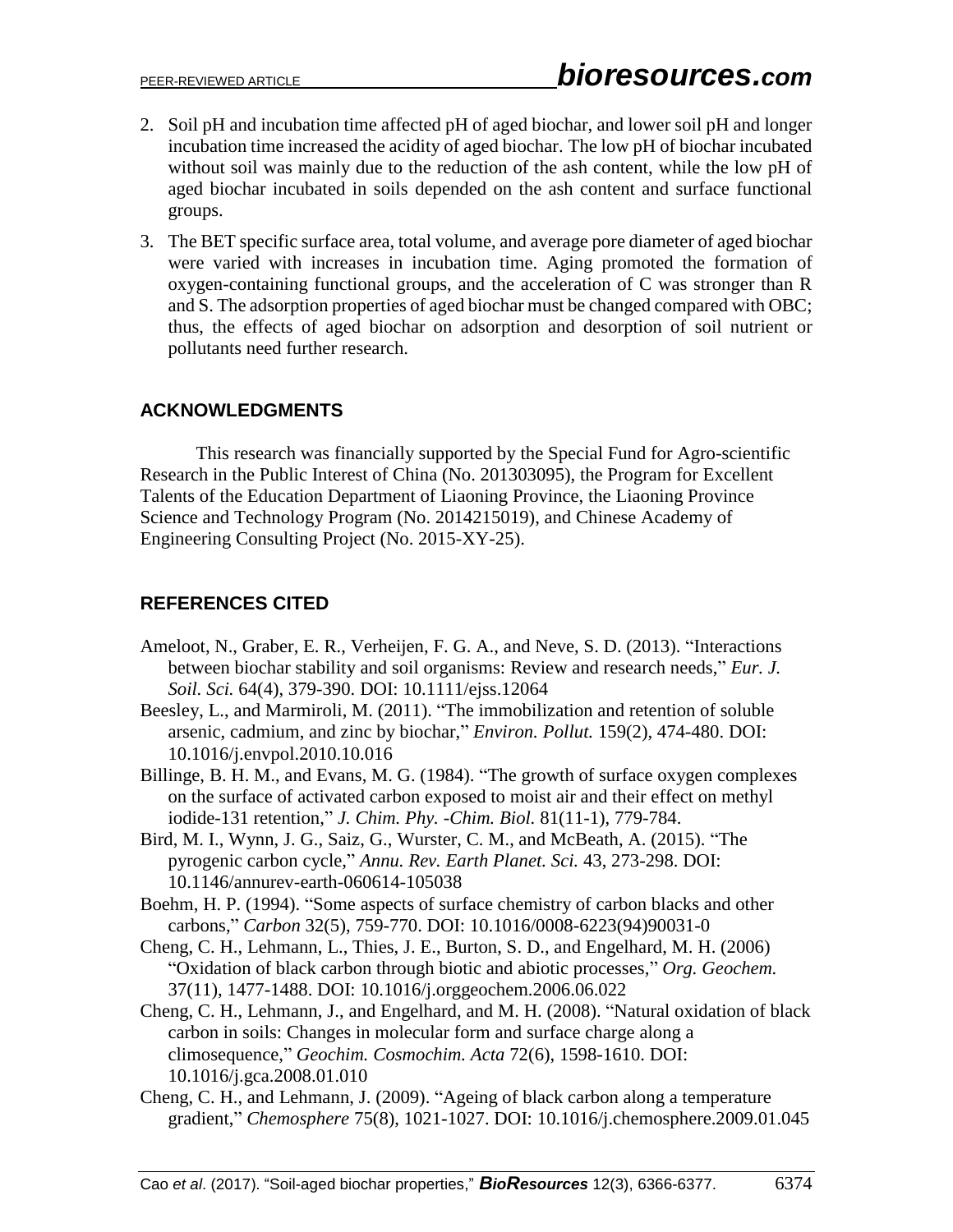2. Soil pH and incubation time affected pH of aged biochar, and lower soil pH and longer incubation time increased the acidity of aged biochar. The low pH of biochar incubated without soil was mainly due to the reduction of the ash content, while the low pH of aged biochar incubated in soils depended on the ash content and surface functional groups.
3. The BET specific surface area, total volume, and average pore diameter of aged biochar were varied with increases in incubation time. Aging promoted the formation of oxygen-containing functional groups, and the acceleration of C was stronger than R and S. The adsorption properties of aged biochar must be changed compared with OBC; thus, the effects of aged biochar on adsorption and desorption of soil nutrient or pollutants need further research.

## ACKNOWLEDGMENTS

This research was financially supported by the Special Fund for Agro-scientific Research in the Public Interest of China (No. 201303095), the Program for Excellent Talents of the Education Department of Liaoning Province, the Liaoning Province Science and Technology Program (No. 2014215019), and Chinese Academy of Engineering Consulting Project (No. 2015-XY-25).

## REFERENCES CITED

Ameloot, N., Graber, E. R., Verheijen, F. G. A., and Neve, S. D. (2013). "Interactions between biochar stability and soil organisms: Review and research needs," *Eur. J. Soil. Sci.* 64(4), 379-390. DOI: 10.1111/ejss.12064

Beesley, L., and Marmiroli, M. (2011). "The immobilization and retention of soluble arsenic, cadmium, and zinc by biochar," *Environ. Pollut.* 159(2), 474-480. DOI: 10.1016/j.envpol.2010.10.016

Billinge, B. H. M., and Evans, M. G. (1984). "The growth of surface oxygen complexes on the surface of activated carbon exposed to moist air and their effect on methyl iodide-131 retention," *J. Chim. Phy. -Chim. Biol.* 81(11-1), 779-784.

Bird, M. I., Wynn, J. G., Saiz, G., Wurster, C. M., and McBeath, A. (2015). "The pyrogenic carbon cycle," *Annu. Rev. Earth Planet. Sci.* 43, 273-298. DOI: 10.1146/annurev-earth-060614-105038

Boehm, H. P. (1994). "Some aspects of surface chemistry of carbon blacks and other carbons," *Carbon* 32(5), 759-770. DOI: 10.1016/0008-6223(94)90031-0

Cheng, C. H., Lehmann, L., Thies, J. E., Burton, S. D., and Engelhard, M. H. (2006) "Oxidation of black carbon through biotic and abiotic processes," *Org. Geochem.* 37(11), 1477-1488. DOI: 10.1016/j.orggeochem.2006.06.022

Cheng, C. H., Lehmann, J., and Engelhard, and M. H. (2008). "Natural oxidation of black carbon in soils: Changes in molecular form and surface charge along a climosequence," *Geochim. Cosmochim. Acta* 72(6), 1598-1610. DOI: 10.1016/j.gca.2008.01.010

Cheng, C. H., and Lehmann, J. (2009). "Ageing of black carbon along a temperature gradient," *Chemosphere* 75(8), 1021-1027. DOI: 10.1016/j.chemosphere.2009.01.045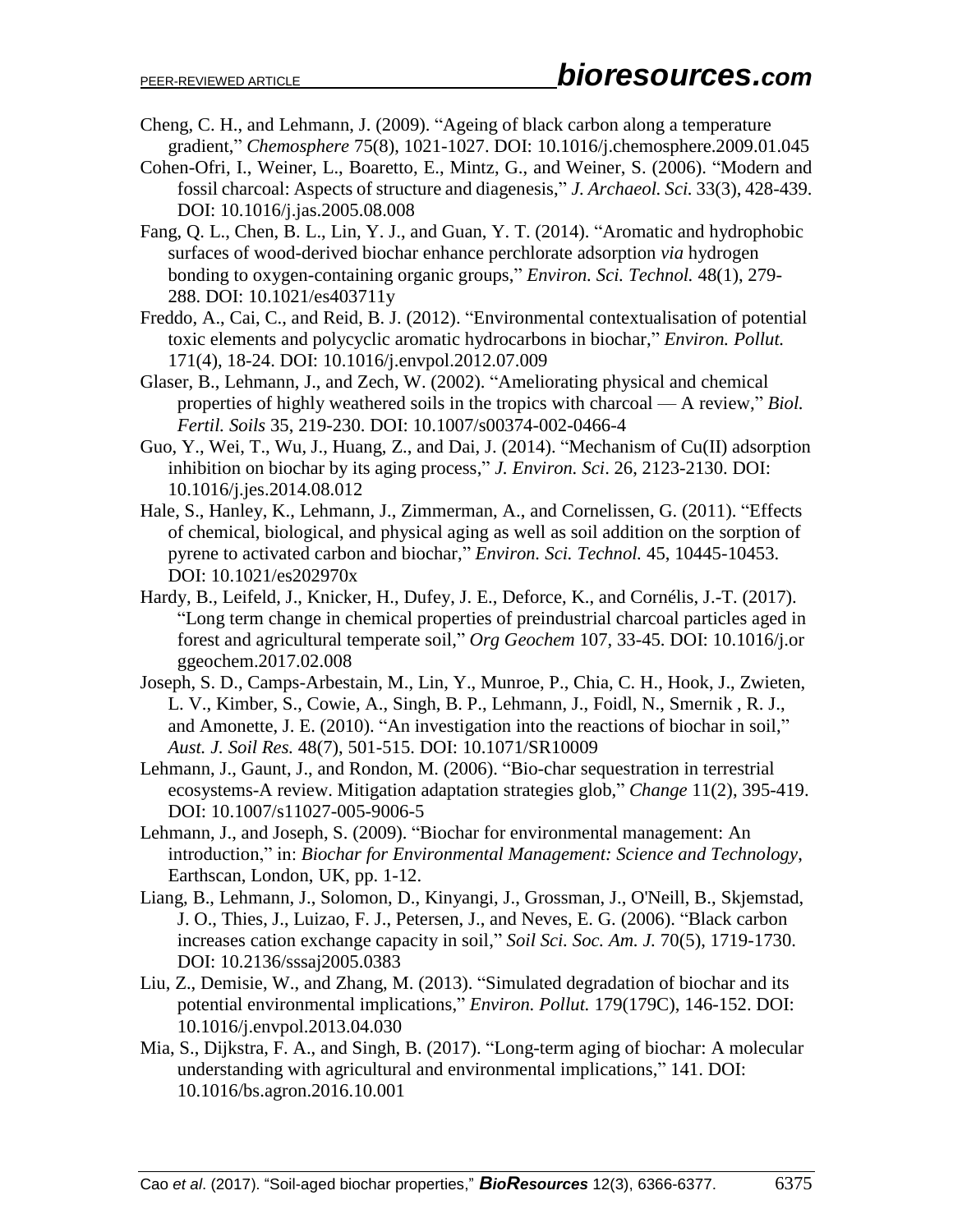Cheng, C. H., and Lehmann, J. (2009). "Ageing of black carbon along a temperature gradient," *Chemosphere* 75(8), 1021-1027. DOI: 10.1016/j.chemosphere.2009.01.045

Cohen-Ofri, I., Weiner, L., Boaretto, E., Mintz, G., and Weiner, S. (2006). "Modern and fossil charcoal: Aspects of structure and diagenesis," *J. Archaeol. Sci.* 33(3), 428-439. DOI: 10.1016/j.jas.2005.08.008

Fang, Q. L., Chen, B. L., Lin, Y. J., and Guan, Y. T. (2014). "Aromatic and hydrophobic surfaces of wood-derived biochar enhance perchlorate adsorption *via* hydrogen bonding to oxygen-containing organic groups," *Environ. Sci. Technol.* 48(1), 279-288. DOI: 10.1021/es403711y

Freddo, A., Cai, C., and Reid, B. J. (2012). "Environmental contextualisation of potential toxic elements and polycyclic aromatic hydrocarbons in biochar," *Environ. Pollut.* 171(4), 18-24. DOI: 10.1016/j.envpol.2012.07.009

Glaser, B., Lehmann, J., and Zech, W. (2002). "Ameliorating physical and chemical properties of highly weathered soils in the tropics with charcoal — A review," *Biol. Fertil. Soils* 35, 219-230. DOI: 10.1007/s00374-002-0466-4

Guo, Y., Wei, T., Wu, J., Huang, Z., and Dai, J. (2014). "Mechanism of Cu(II) adsorption inhibition on biochar by its aging process," *J. Environ. Sci*. 26, 2123-2130. DOI: 10.1016/j.jes.2014.08.012

Hale, S., Hanley, K., Lehmann, J., Zimmerman, A., and Cornelissen, G. (2011). "Effects of chemical, biological, and physical aging as well as soil addition on the sorption of pyrene to activated carbon and biochar," *Environ. Sci. Technol.* 45, 10445-10453. DOI: 10.1021/es202970x

Hardy, B., Leifeld, J., Knicker, H., Dufey, J. E., Deforce, K., and Cornélis, J.-T. (2017). "Long term change in chemical properties of preindustrial charcoal particles aged in forest and agricultural temperate soil," *Org Geochem* 107, 33-45. DOI: 10.1016/j.orggeochem.2017.02.008

Joseph, S. D., Camps-Arbestain, M., Lin, Y., Munroe, P., Chia, C. H., Hook, J., Zwieten, L. V., Kimber, S., Cowie, A., Singh, B. P., Lehmann, J., Foidl, N., Smernik , R. J., and Amonette, J. E. (2010). "An investigation into the reactions of biochar in soil," *Aust. J. Soil Res.* 48(7), 501-515. DOI: 10.1071/SR10009

Lehmann, J., Gaunt, J., and Rondon, M. (2006). "Bio-char sequestration in terrestrial ecosystems-A review. Mitigation adaptation strategies glob," *Change* 11(2), 395-419. DOI: 10.1007/s11027-005-9006-5

Lehmann, J., and Joseph, S. (2009). "Biochar for environmental management: An introduction," in: *Biochar for Environmental Management: Science and Technology*, Earthscan, London, UK, pp. 1-12.

Liang, B., Lehmann, J., Solomon, D., Kinyangi, J., Grossman, J., O'Neill, B., Skjemstad, J. O., Thies, J., Luizao, F. J., Petersen, J., and Neves, E. G. (2006). "Black carbon increases cation exchange capacity in soil," *Soil Sci. Soc. Am. J.* 70(5), 1719-1730. DOI: 10.2136/sssaj2005.0383

Liu, Z., Demisie, W., and Zhang, M. (2013). "Simulated degradation of biochar and its potential environmental implications," *Environ. Pollut.* 179(179C), 146-152. DOI: 10.1016/j.envpol.2013.04.030

Mia, S., Dijkstra, F. A., and Singh, B. (2017). "Long-term aging of biochar: A molecular understanding with agricultural and environmental implications," 141. DOI: 10.1016/bs.agron.2016.10.001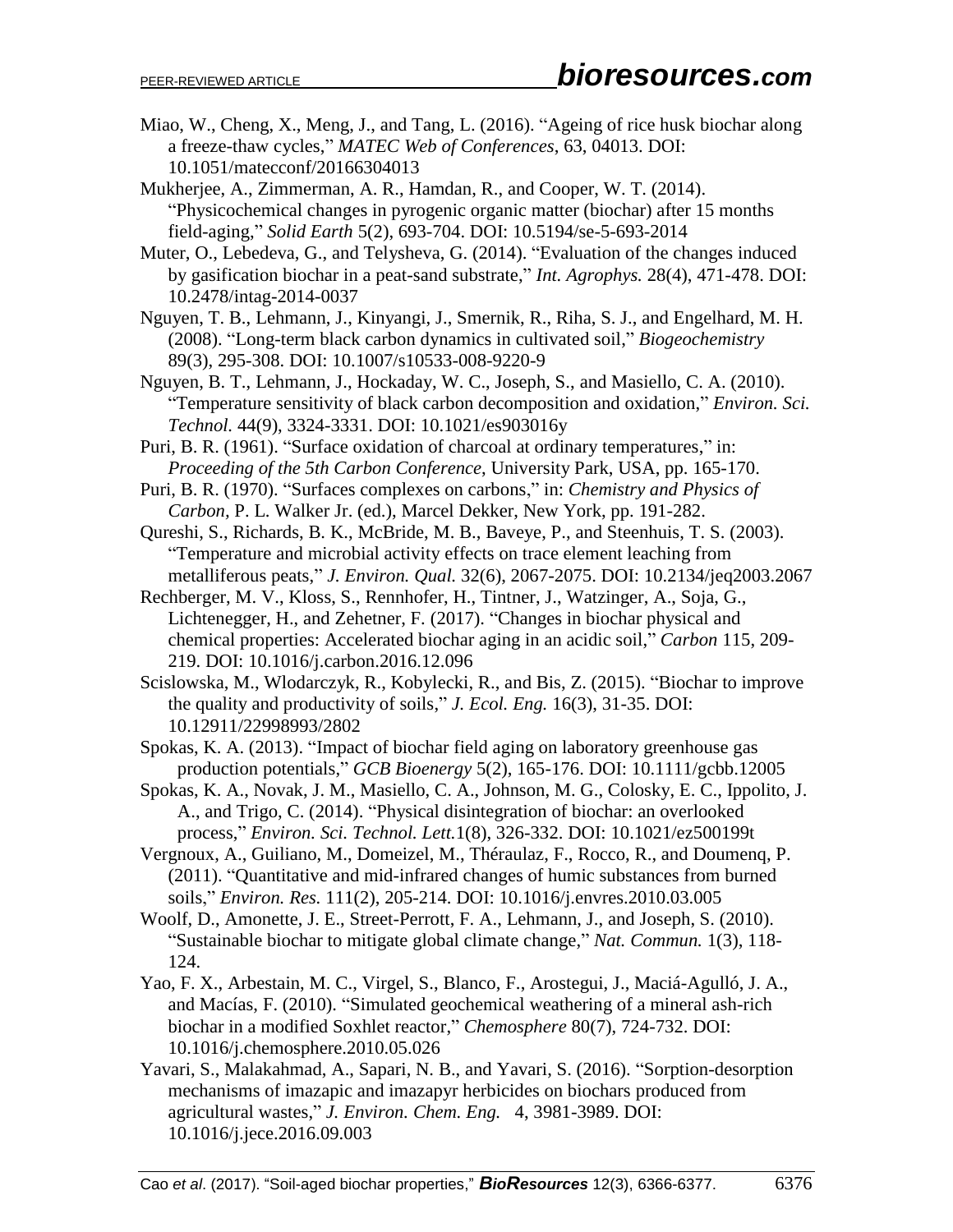Miao, W., Cheng, X., Meng, J., and Tang, L. (2016). "Ageing of rice husk biochar along a freeze-thaw cycles," *MATEC Web of Conferences*, 63, 04013. DOI: 10.1051/matecconf/20166304013

Mukherjee, A., Zimmerman, A. R., Hamdan, R., and Cooper, W. T. (2014). "Physicochemical changes in pyrogenic organic matter (biochar) after 15 months field-aging," *Solid Earth* 5(2), 693-704. DOI: 10.5194/se-5-693-2014

Muter, O., Lebedeva, G., and Telysheva, G. (2014). "Evaluation of the changes induced by gasification biochar in a peat-sand substrate," *Int. Agrophys.* 28(4), 471-478. DOI: 10.2478/intag-2014-0037

Nguyen, T. B., Lehmann, J., Kinyangi, J., Smernik, R., Riha, S. J., and Engelhard, M. H. (2008). "Long-term black carbon dynamics in cultivated soil," *Biogeochemistry* 89(3), 295-308. DOI: 10.1007/s10533-008-9220-9

Nguyen, B. T., Lehmann, J., Hockaday, W. C., Joseph, S., and Masiello, C. A. (2010). "Temperature sensitivity of black carbon decomposition and oxidation," *Environ. Sci. Technol.* 44(9), 3324-3331. DOI: 10.1021/es903016y

Puri, B. R. (1961). "Surface oxidation of charcoal at ordinary temperatures," in: *Proceeding of the 5th Carbon Conference*, University Park, USA, pp. 165-170.

Puri, B. R. (1970). "Surfaces complexes on carbons," in: *Chemistry and Physics of Carbon*, P. L. Walker Jr. (ed.), Marcel Dekker, New York, pp. 191-282.

Qureshi, S., Richards, B. K., McBride, M. B., Baveye, P., and Steenhuis, T. S. (2003). "Temperature and microbial activity effects on trace element leaching from metalliferous peats," *J. Environ. Qual.* 32(6), 2067-2075. DOI: 10.2134/jeq2003.2067

Rechberger, M. V., Kloss, S., Rennhofer, H., Tintner, J., Watzinger, A., Soja, G., Lichtenegger, H., and Zehetner, F. (2017). "Changes in biochar physical and chemical properties: Accelerated biochar aging in an acidic soil," *Carbon* 115, 209-219. DOI: 10.1016/j.carbon.2016.12.096

Scislowska, M., Wlodarczyk, R., Kobylecki, R., and Bis, Z. (2015). "Biochar to improve the quality and productivity of soils," *J. Ecol. Eng.* 16(3), 31-35. DOI: 10.12911/22998993/2802

Spokas, K. A. (2013). "Impact of biochar field aging on laboratory greenhouse gas production potentials," *GCB Bioenergy* 5(2), 165-176. DOI: 10.1111/gcbb.12005

Spokas, K. A., Novak, J. M., Masiello, C. A., Johnson, M. G., Colosky, E. C., Ippolito, J. A., and Trigo, C. (2014). "Physical disintegration of biochar: an overlooked process," *Environ. Sci. Technol. Lett.*1(8), 326-332. DOI: 10.1021/ez500199t

Vergnoux, A., Guiliano, M., Domeizel, M., Théraulaz, F., Rocco, R., and Doumenq, P. (2011). "Quantitative and mid-infrared changes of humic substances from burned soils," *Environ. Res.* 111(2), 205-214. DOI: 10.1016/j.envres.2010.03.005

Woolf, D., Amonette, J. E., Street-Perrott, F. A., Lehmann, J., and Joseph, S. (2010). "Sustainable biochar to mitigate global climate change," *Nat. Commun.* 1(3), 118-124.

Yao, F. X., Arbestain, M. C., Virgel, S., Blanco, F., Arostegui, J., Maciá-Agulló, J. A., and Macías, F. (2010). "Simulated geochemical weathering of a mineral ash-rich biochar in a modified Soxhlet reactor," *Chemosphere* 80(7), 724-732. DOI: 10.1016/j.chemosphere.2010.05.026

Yavari, S., Malakahmad, A., Sapari, N. B., and Yavari, S. (2016). "Sorption-desorption mechanisms of imazapic and imazapyr herbicides on biochars produced from agricultural wastes," *J. Environ. Chem. Eng.* 4, 3981-3989. DOI: 10.1016/j.jece.2016.09.003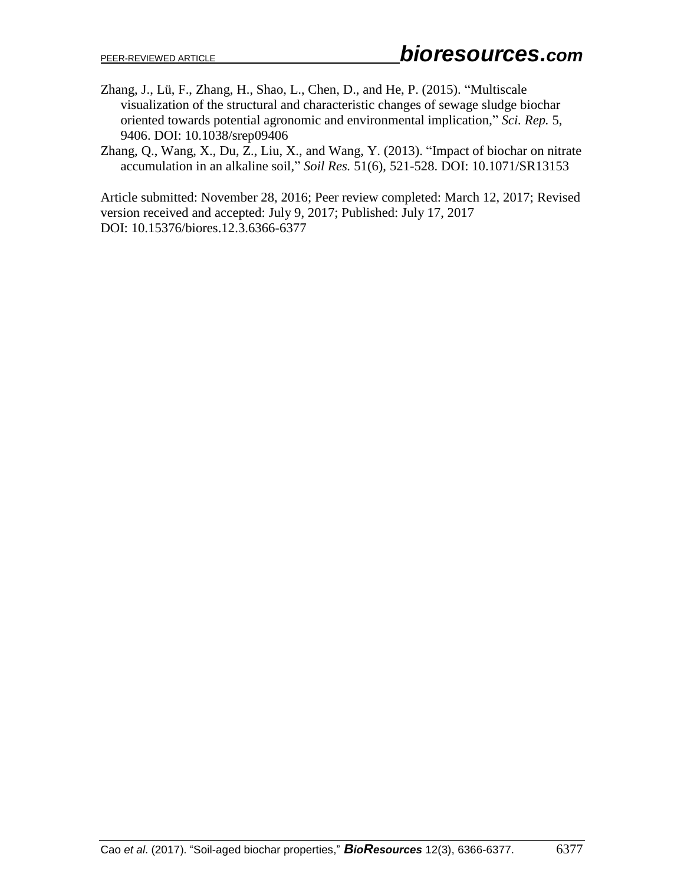Zhang, J., Lü, F., Zhang, H., Shao, L., Chen, D., and He, P. (2015). "Multiscale visualization of the structural and characteristic changes of sewage sludge biochar oriented towards potential agronomic and environmental implication," *Sci. Rep.* 5, 9406. DOI: 10.1038/srep09406

Zhang, Q., Wang, X., Du, Z., Liu, X., and Wang, Y. (2013). "Impact of biochar on nitrate accumulation in an alkaline soil," *Soil Res.* 51(6), 521-528. DOI: 10.1071/SR13153

Article submitted: November 28, 2016; Peer review completed: March 12, 2017; Revised version received and accepted: July 9, 2017; Published: July 17, 2017
DOI: 10.15376/biores.12.3.6366-6377